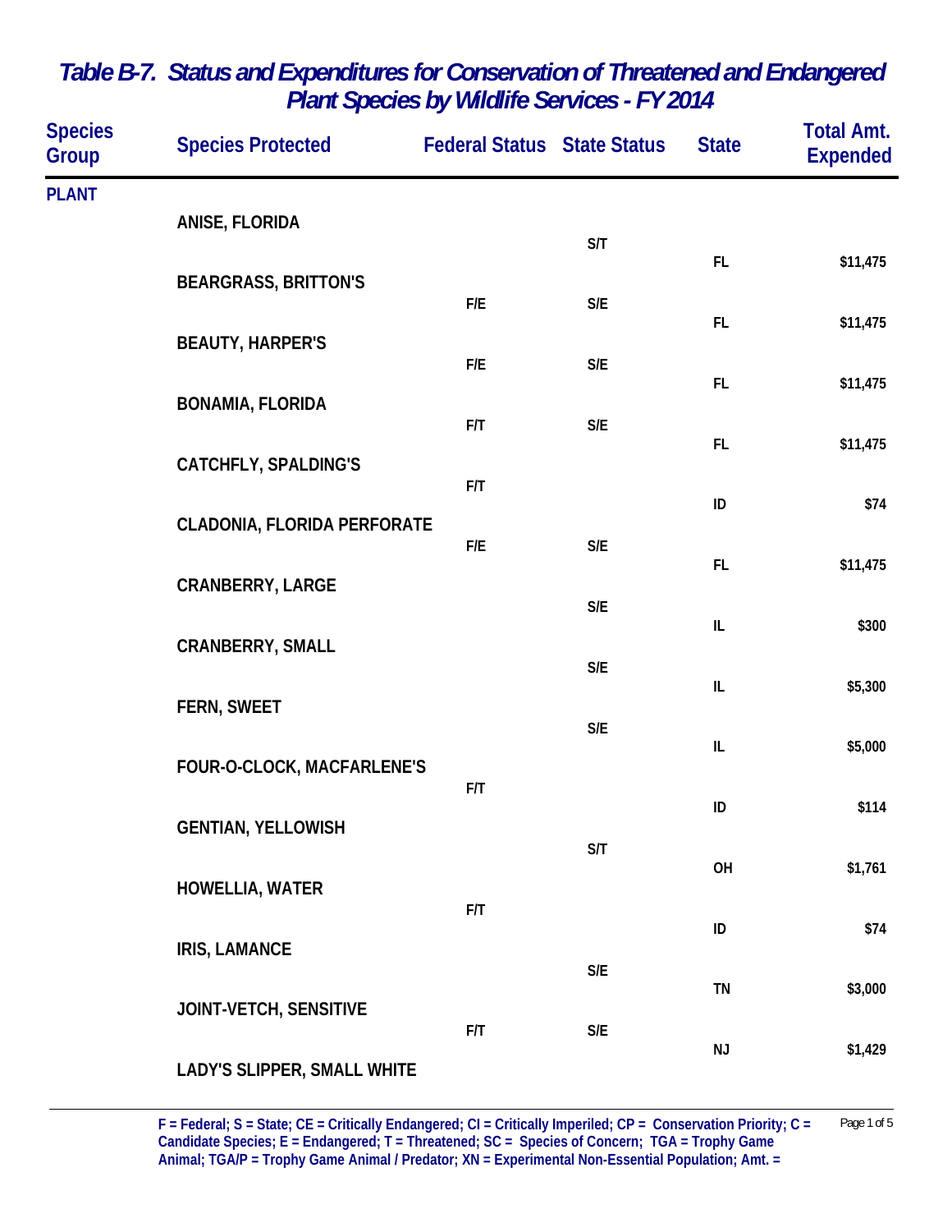# Table B-7. Status and Expenditures for Conservation of Threatened and Endangered Plant Species by Wildlife Services - FY 2014

| Species Group | Species Protected | Federal Status | State Status | State | Total Amt. Expended |
|---|---|---|---|---|---|
| PLANT | | | | | |
| | ANISE, FLORIDA | | S/T | FL | $11,475 |
| | BEARGRASS, BRITTON'S | F/E | S/E | FL | $11,475 |
| | BEAUTY, HARPER'S | F/E | S/E | FL | $11,475 |
| | BONAMIA, FLORIDA | F/T | S/E | FL | $11,475 |
| | CATCHFLY, SPALDING'S | F/T | | ID | $74 |
| | CLADONIA, FLORIDA PERFORATE | F/E | S/E | FL | $11,475 |
| | CRANBERRY, LARGE | | S/E | IL | $300 |
| | CRANBERRY, SMALL | | S/E | IL | $5,300 |
| | FERN, SWEET | | S/E | IL | $5,000 |
| | FOUR-O-CLOCK, MACFARLENE'S | F/T | | ID | $114 |
| | GENTIAN, YELLOWISH | | S/T | OH | $1,761 |
| | HOWELLIA, WATER | F/T | | ID | $74 |
| | IRIS, LAMANCE | | S/E | TN | $3,000 |
| | JOINT-VETCH, SENSITIVE | F/T | S/E | NJ | $1,429 |
| | LADY'S SLIPPER, SMALL WHITE | | | | |

F = Federal; S = State; CE = Critically Endangered; CI = Critically Imperiled; CP = Conservation Priority; C = Candidate Species; E = Endangered; T = Threatened; SC = Species of Concern; TGA = Trophy Game Animal; TGA/P = Trophy Game Animal / Predator; XN = Experimental Non-Essential Population; Amt. =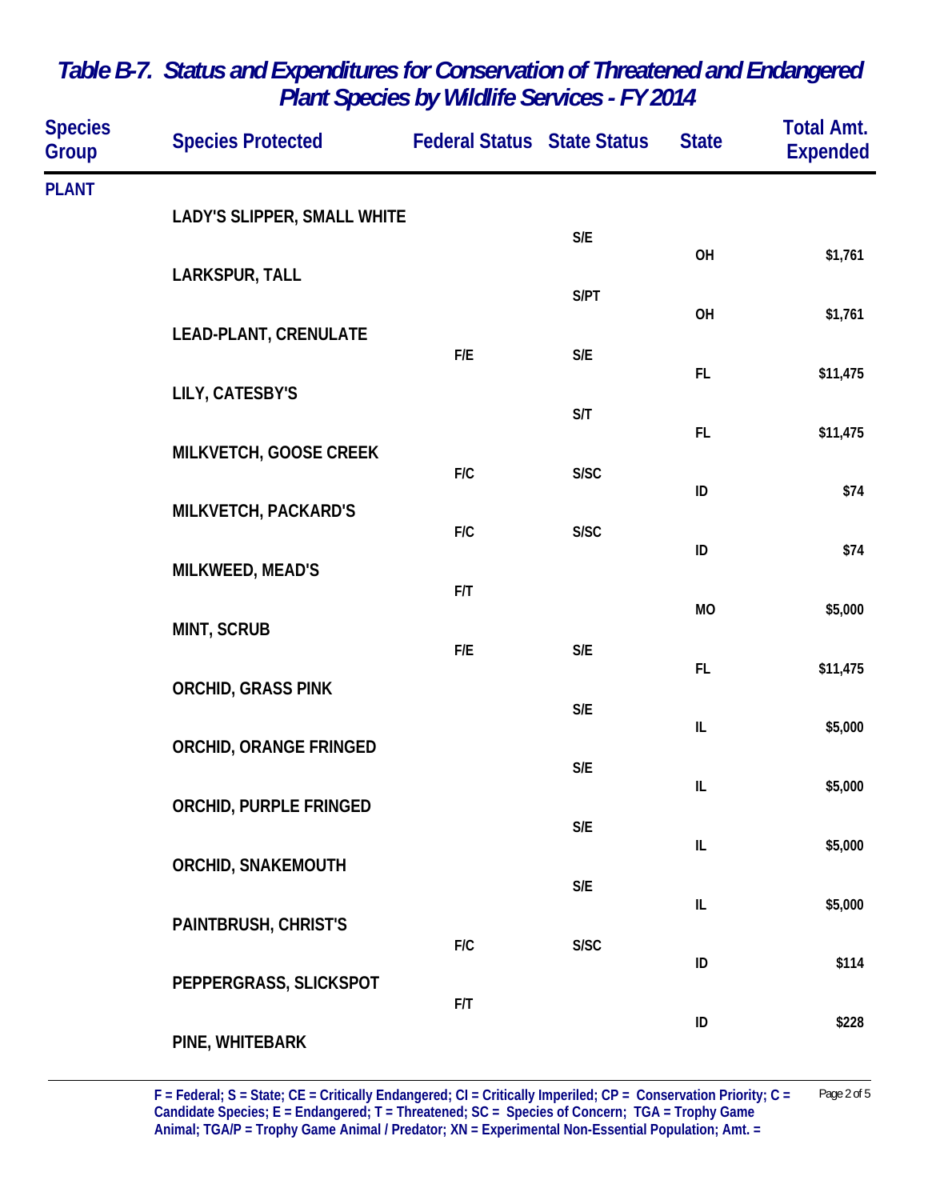# Table B-7. Status and Expenditures for Conservation of Threatened and Endangered Plant Species by Wildlife Services - FY 2014

| Species Group | Species Protected | Federal Status | State Status | State | Total Amt. Expended |
|---|---|---|---|---|---|
| PLANT | | | | | |
| | LADY'S SLIPPER, SMALL WHITE | | S/E | OH | $1,761 |
| | LARKSPUR, TALL | | S/PT | OH | $1,761 |
| | LEAD-PLANT, CRENULATE | F/E | S/E | FL | $11,475 |
| | LILY, CATESBY'S | | S/T | FL | $11,475 |
| | MILKVETCH, GOOSE CREEK | F/C | S/SC | ID | $74 |
| | MILKVETCH, PACKARD'S | F/C | S/SC | ID | $74 |
| | MILKWEED, MEAD'S | F/T | | MO | $5,000 |
| | MINT, SCRUB | F/E | S/E | FL | $11,475 |
| | ORCHID, GRASS PINK | | S/E | IL | $5,000 |
| | ORCHID, ORANGE FRINGED | | S/E | IL | $5,000 |
| | ORCHID, PURPLE FRINGED | | S/E | IL | $5,000 |
| | ORCHID, SNAKEMOUTH | | S/E | IL | $5,000 |
| | PAINTBRUSH, CHRIST'S | F/C | S/SC | ID | $114 |
| | PEPPERGRASS, SLICKSPOT | F/T | | ID | $228 |
| | PINE, WHITEBARK | | | | |

F = Federal; S = State; CE = Critically Endangered; CI = Critically Imperiled; CP = Conservation Priority; C = Candidate Species; E = Endangered; T = Threatened; SC = Species of Concern; TGA = Trophy Game Animal; TGA/P = Trophy Game Animal / Predator; XN = Experimental Non-Essential Population; Amt. =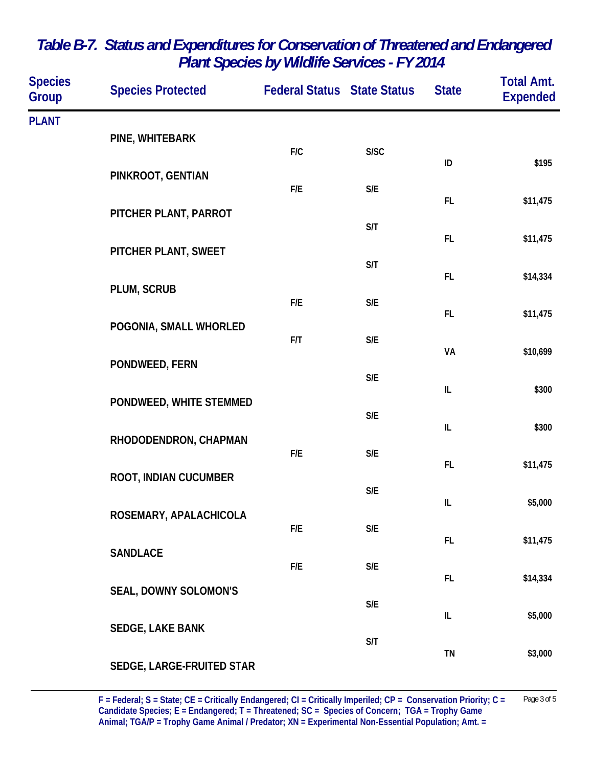# Table B-7. Status and Expenditures for Conservation of Threatened and Endangered Plant Species by Wildlife Services - FY 2014

| Species Group | Species Protected | Federal Status | State Status | State | Total Amt. Expended |
|---|---|---|---|---|---|
| PLANT | | | | | |
| | PINE, WHITEBARK | F/C | S/SC | ID | $195 |
| | PINKROOT, GENTIAN | F/E | S/E | FL | $11,475 |
| | PITCHER PLANT, PARROT | | S/T | FL | $11,475 |
| | PITCHER PLANT, SWEET | | S/T | FL | $14,334 |
| | PLUM, SCRUB | F/E | S/E | FL | $11,475 |
| | POGONIA, SMALL WHORLED | F/T | S/E | VA | $10,699 |
| | PONDWEED, FERN | | S/E | IL | $300 |
| | PONDWEED, WHITE STEMMED | | S/E | IL | $300 |
| | RHODODENDRON, CHAPMAN | F/E | S/E | FL | $11,475 |
| | ROOT, INDIAN CUCUMBER | | S/E | IL | $5,000 |
| | ROSEMARY, APALACHICOLA | F/E | S/E | FL | $11,475 |
| | SANDLACE | F/E | S/E | FL | $14,334 |
| | SEAL, DOWNY SOLOMON'S | | S/E | IL | $5,000 |
| | SEDGE, LAKE BANK | | S/T | TN | $3,000 |
| | SEDGE, LARGE-FRUITED STAR | | | | |

F = Federal; S = State; CE = Critically Endangered; CI = Critically Imperiled; CP = Conservation Priority; C = Candidate Species; E = Endangered; T = Threatened; SC = Species of Concern; TGA = Trophy Game Animal; TGA/P = Trophy Game Animal / Predator; XN = Experimental Non-Essential Population; Amt. =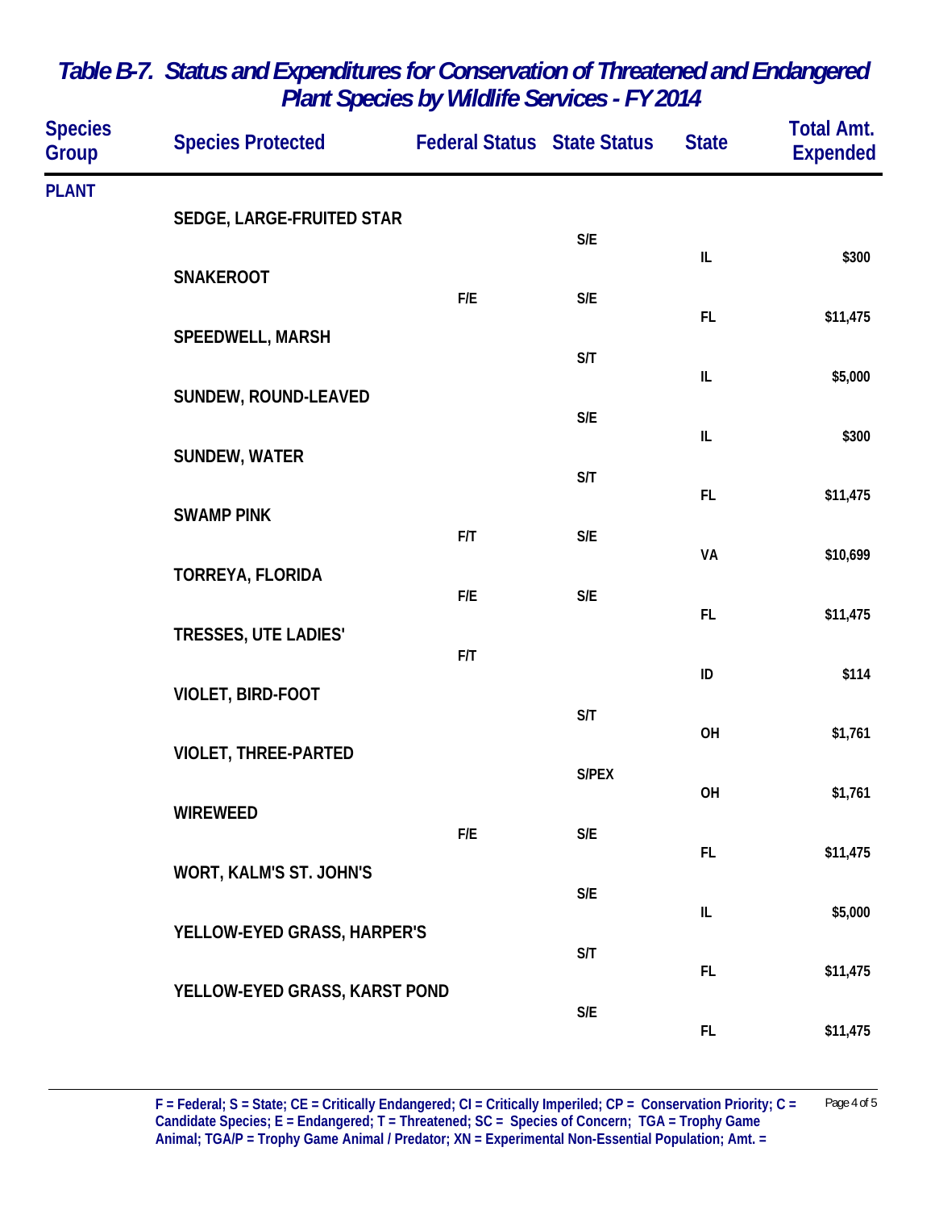## *Table B-7. Status and Expenditures for Conservation of Threatened and Endangered Plant Species by Wildlife Services - FY 2014*

| Species Group | Species Protected | Federal Status | State Status | State | Total Amt. Expended |
|---|---|---|---|---|---|
| **PLANT** | | | | | |
| | SEDGE, LARGE-FRUITED STAR | | S/E | IL | $300 |
| | SNAKEROOT | F/E | S/E | FL | $11,475 |
| | SPEEDWELL, MARSH | | S/T | IL | $5,000 |
| | SUNDEW, ROUND-LEAVED | | S/E | IL | $300 |
| | SUNDEW, WATER | | S/T | FL | $11,475 |
| | SWAMP PINK | F/T | S/E | VA | $10,699 |
| | TORREYA, FLORIDA | F/E | S/E | FL | $11,475 |
| | TRESSES, UTE LADIES' | F/T | | ID | $114 |
| | VIOLET, BIRD-FOOT | | S/T | OH | $1,761 |
| | VIOLET, THREE-PARTED | | S/PEX | OH | $1,761 |
| | WIREWEED | F/E | S/E | FL | $11,475 |
| | WORT, KALM'S ST. JOHN'S | | S/E | IL | $5,000 |
| | YELLOW-EYED GRASS, HARPER'S | | S/T | FL | $11,475 |
| | YELLOW-EYED GRASS, KARST POND | | S/E | FL | $11,475 |

F = Federal; S = State; CE = Critically Endangered; CI = Critically Imperiled; CP = Conservation Priority; C = Candidate Species; E = Endangered; T = Threatened; SC = Species of Concern; TGA = Trophy Game Animal; TGA/P = Trophy Game Animal / Predator; XN = Experimental Non-Essential Population; Amt. =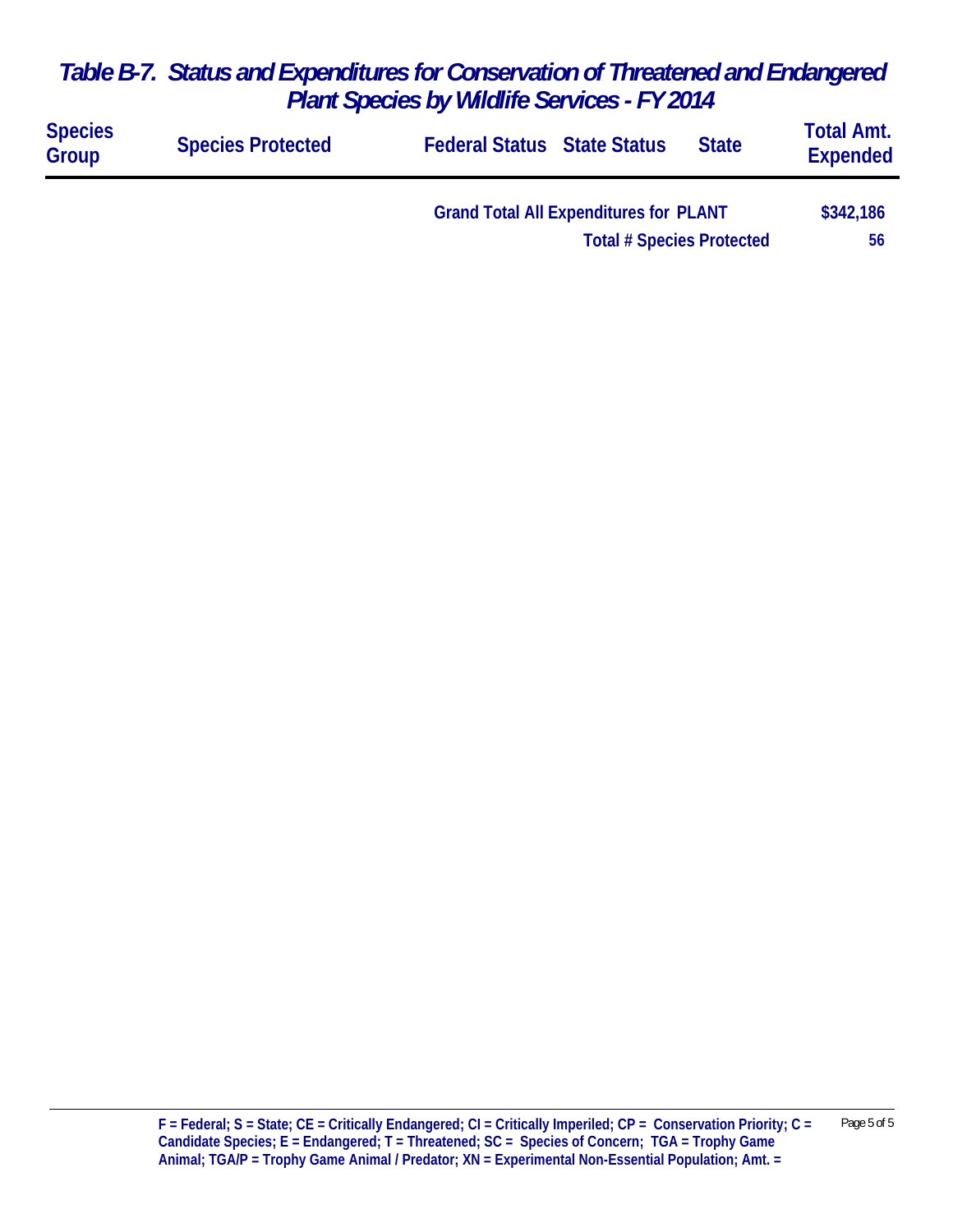# *Table B-7. Status and Expenditures for Conservation of Threatened and Endangered Plant Species by Wildlife Services - FY 2014*

| Species Group | Species Protected | Federal Status | State Status | State | Total Amt. Expended |
|---|---|---|---|---|---|
| | | **Grand Total All Expenditures for PLANT** | | | **$342,186** |
| | | | **Total # Species Protected** | | **56** |

**F = Federal; S = State; CE = Critically Endangered; CI = Critically Imperiled; CP = Conservation Priority; C = Candidate Species; E = Endangered; T = Threatened; SC = Species of Concern; TGA = Trophy Game Animal; TGA/P = Trophy Game Animal / Predator; XN = Experimental Non-Essential Population; Amt. =**